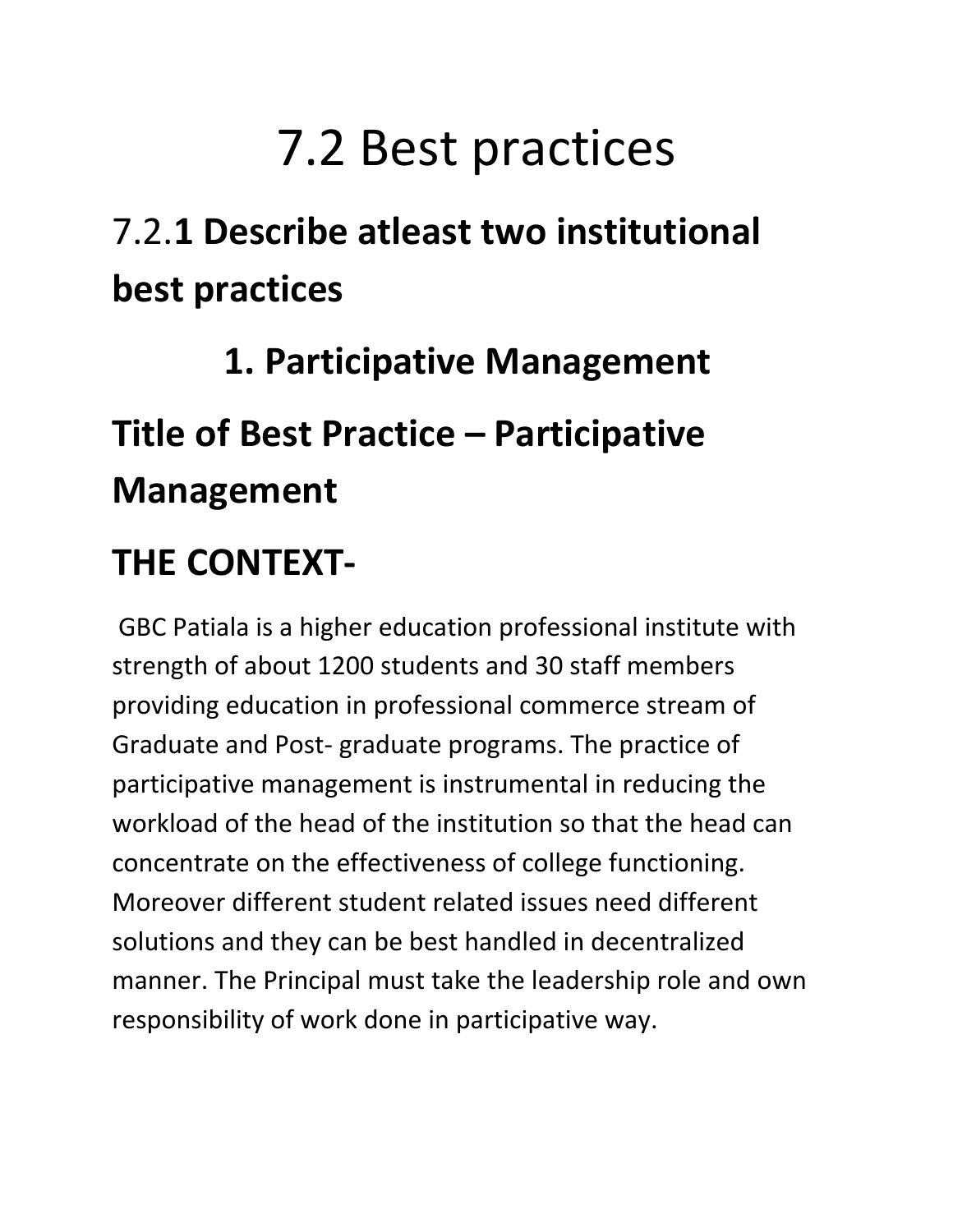# 7.2 Best practices

## 7.2.**1 Describe atleast two institutional best practices**

### 1. Participative Management

## Title of Best Practice – Participative Management

## THE CONTEXT-

GBC Patiala is a higher education professional institute with strength of about 1200 students and 30 staff members providing education in professional commerce stream of Graduate and Post- graduate programs. The practice of participative management is instrumental in reducing the workload of the head of the institution so that the head can concentrate on the effectiveness of college functioning. Moreover different student related issues need different solutions and they can be best handled in decentralized manner. The Principal must take the leadership role and own responsibility of work done in participative way.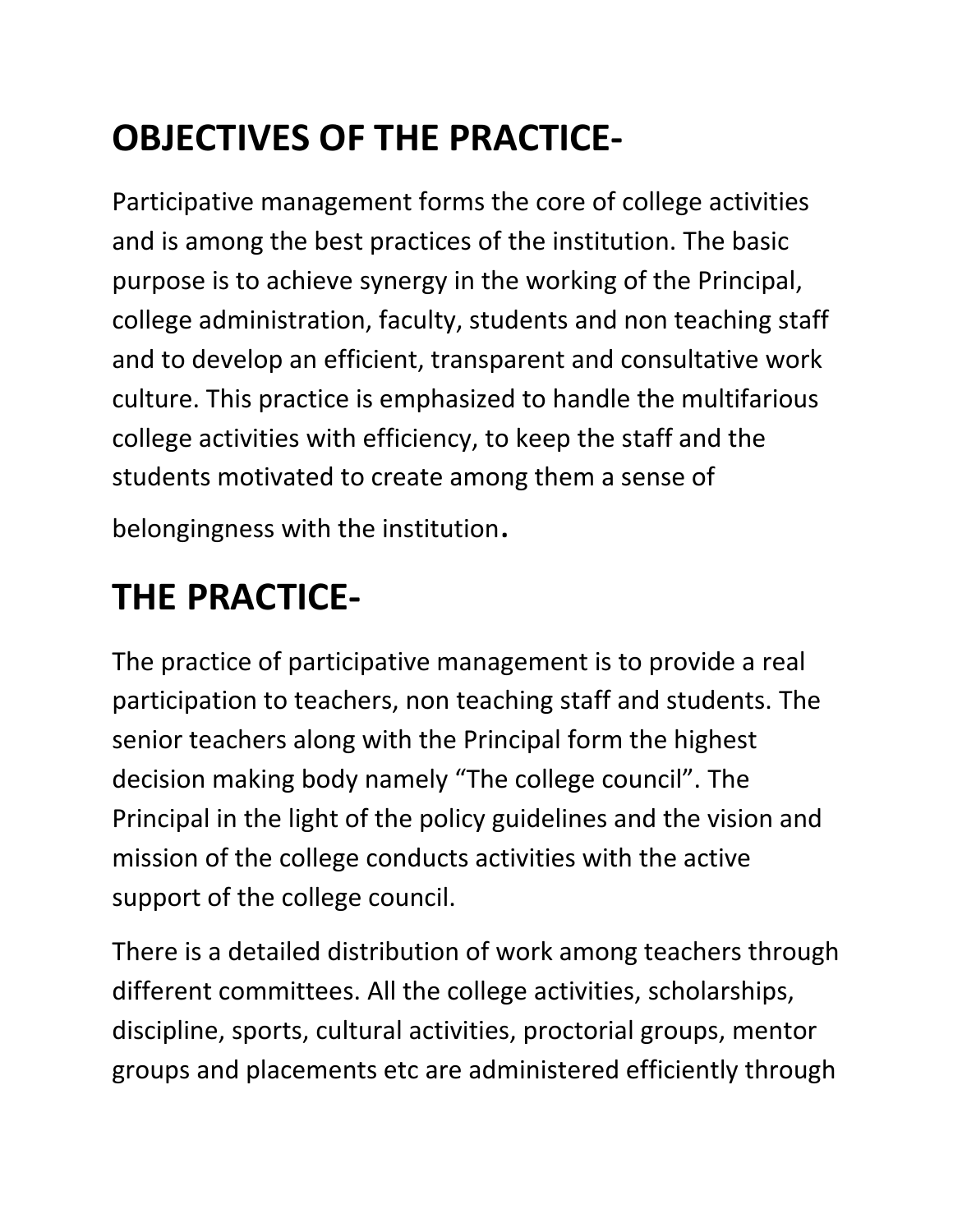# OBJECTIVES OF THE PRACTICE-

Participative management forms the core of college activities and is among the best practices of the institution. The basic purpose is to achieve synergy in the working of the Principal, college administration, faculty, students and non teaching staff and to develop an efficient, transparent and consultative work culture. This practice is emphasized to handle the multifarious college activities with efficiency, to keep the staff and the students motivated to create among them a sense of belongingness with the institution.

# THE PRACTICE-

The practice of participative management is to provide a real participation to teachers, non teaching staff and students. The senior teachers along with the Principal form the highest decision making body namely "The college council". The Principal in the light of the policy guidelines and the vision and mission of the college conducts activities with the active support of the college council.

There is a detailed distribution of work among teachers through different committees. All the college activities, scholarships, discipline, sports, cultural activities, proctorial groups, mentor groups and placements etc are administered efficiently through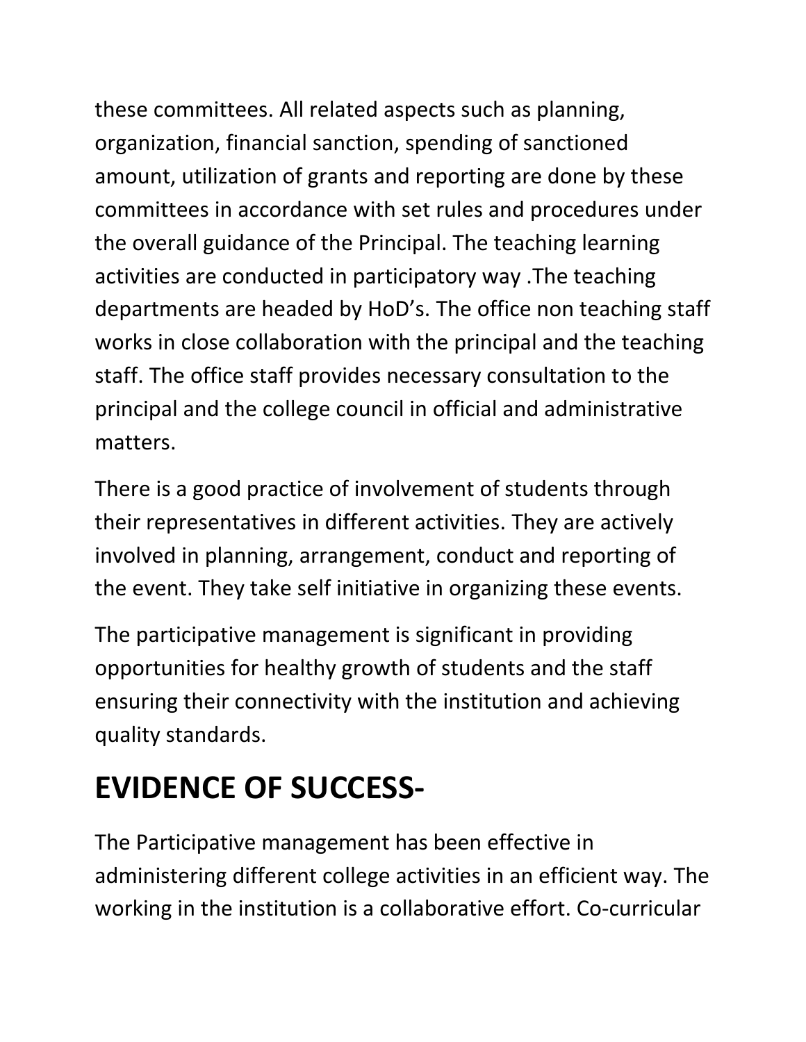these committees. All related aspects such as planning, organization, financial sanction, spending of sanctioned amount, utilization of grants and reporting are done by these committees in accordance with set rules and procedures under the overall guidance of the Principal. The teaching learning activities are conducted in participatory way .The teaching departments are headed by HoD's. The office non teaching staff works in close collaboration with the principal and the teaching staff. The office staff provides necessary consultation to the principal and the college council in official and administrative matters.

There is a good practice of involvement of students through their representatives in different activities. They are actively involved in planning, arrangement, conduct and reporting of the event. They take self initiative in organizing these events.

The participative management is significant in providing opportunities for healthy growth of students and the staff ensuring their connectivity with the institution and achieving quality standards.

# EVIDENCE OF SUCCESS-

The Participative management has been effective in administering different college activities in an efficient way. The working in the institution is a collaborative effort. Co-curricular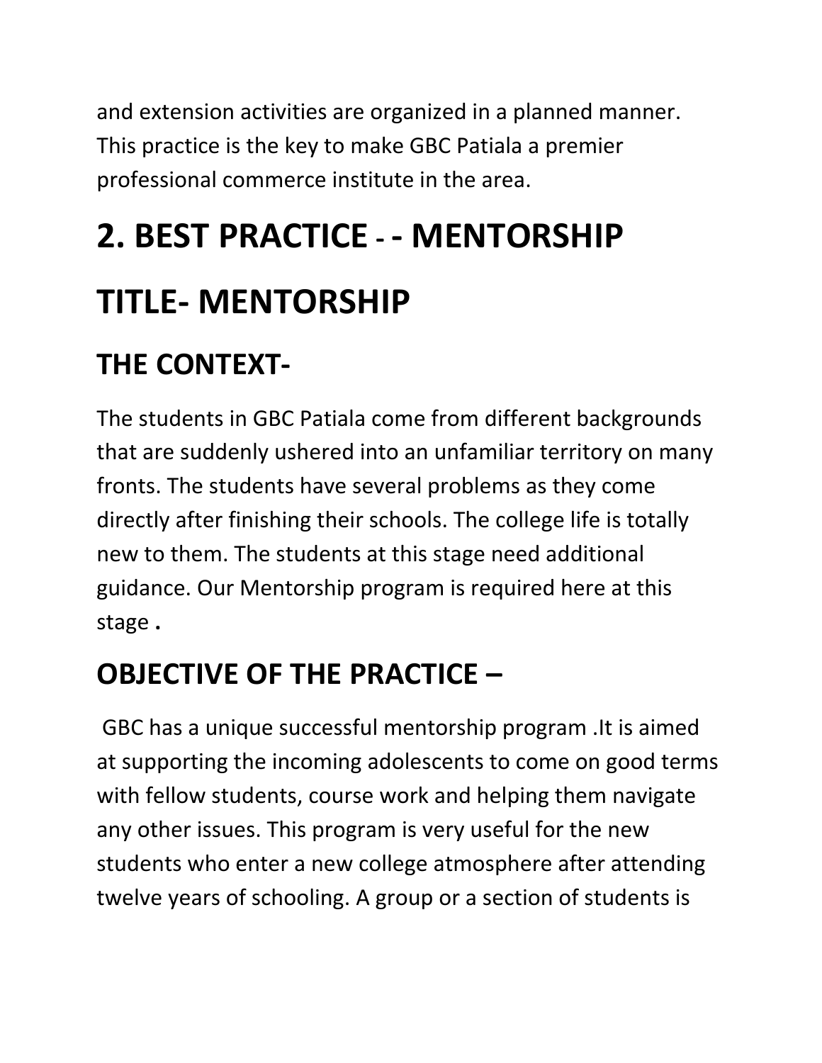and extension activities are organized in a planned manner. This practice is the key to make GBC Patiala a premier professional commerce institute in the area.

# 2. BEST PRACTICE - - MENTORSHIP

# TITLE- MENTORSHIP

## THE CONTEXT-

The students in GBC Patiala come from different backgrounds that are suddenly ushered into an unfamiliar territory on many fronts. The students have several problems as they come directly after finishing their schools. The college life is totally new to them. The students at this stage need additional guidance. Our Mentorship program is required here at this stage **.**

## OBJECTIVE OF THE PRACTICE –

GBC has a unique successful mentorship program .It is aimed at supporting the incoming adolescents to come on good terms with fellow students, course work and helping them navigate any other issues. This program is very useful for the new students who enter a new college atmosphere after attending twelve years of schooling. A group or a section of students is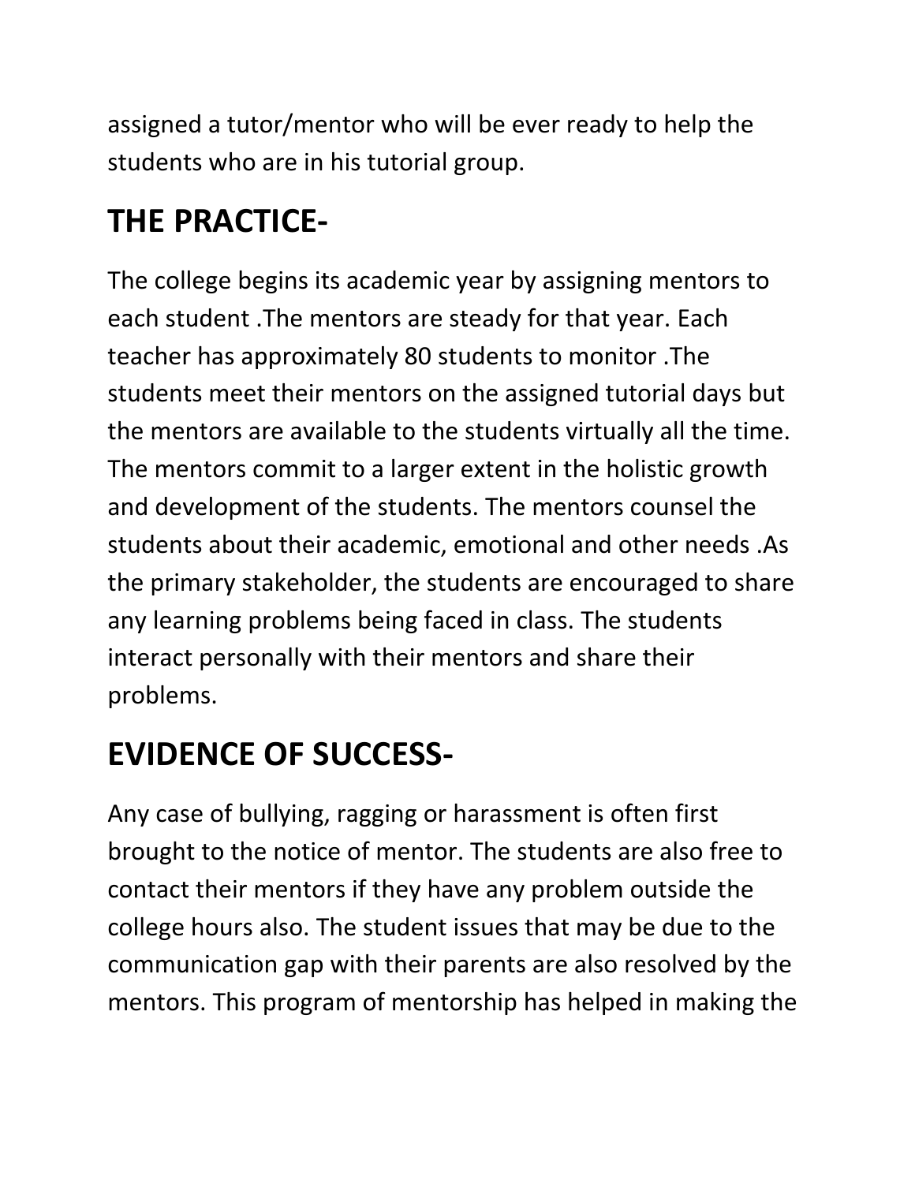assigned a tutor/mentor who will be ever ready to help the students who are in his tutorial group.

## THE PRACTICE-

The college begins its academic year by assigning mentors to each student .The mentors are steady for that year. Each teacher has approximately 80 students to monitor .The students meet their mentors on the assigned tutorial days but the mentors are available to the students virtually all the time. The mentors commit to a larger extent in the holistic growth and development of the students. The mentors counsel the students about their academic, emotional and other needs .As the primary stakeholder, the students are encouraged to share any learning problems being faced in class. The students interact personally with their mentors and share their problems.

## EVIDENCE OF SUCCESS-

Any case of bullying, ragging or harassment is often first brought to the notice of mentor. The students are also free to contact their mentors if they have any problem outside the college hours also. The student issues that may be due to the communication gap with their parents are also resolved by the mentors. This program of mentorship has helped in making the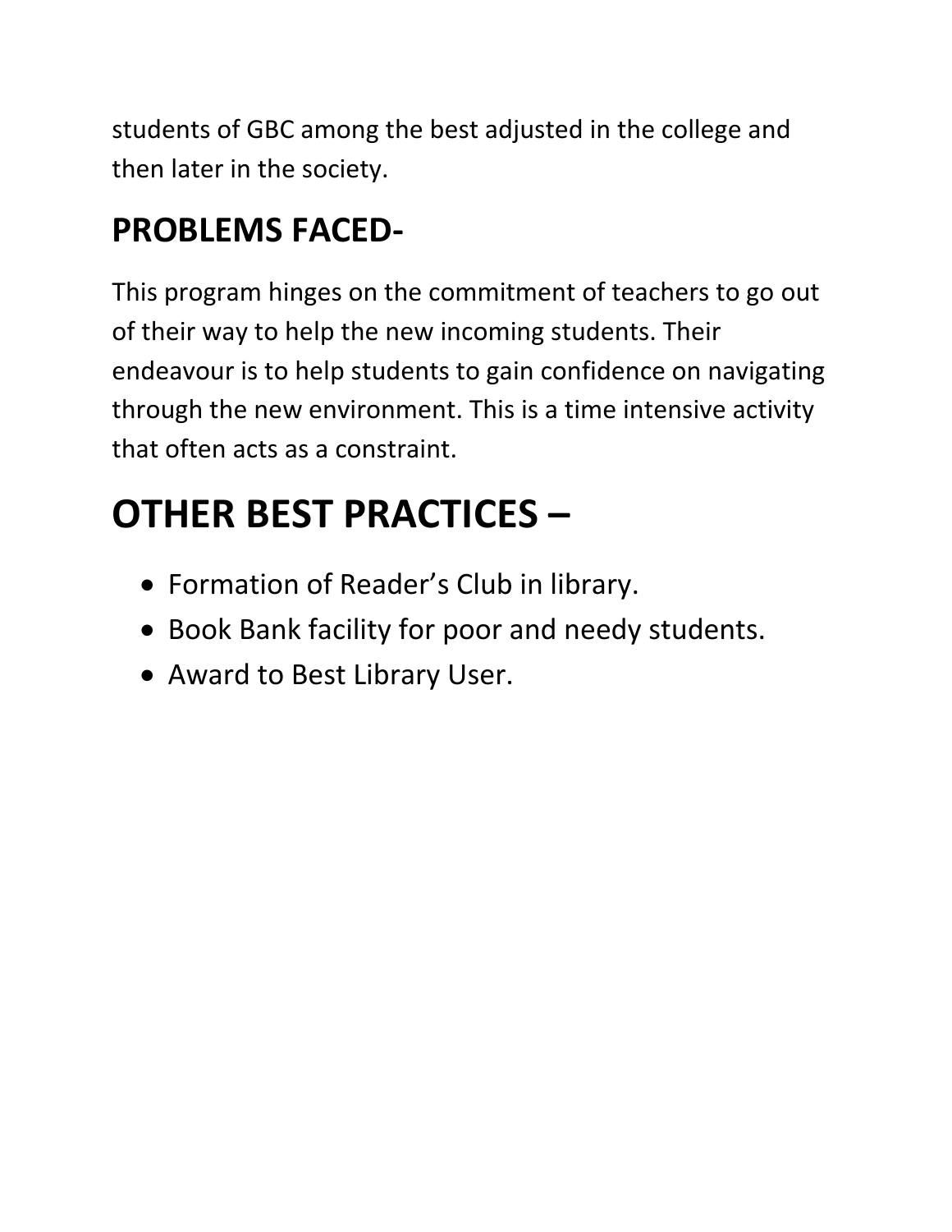students of GBC among the best adjusted in the college and then later in the society.

## PROBLEMS FACED-

This program hinges on the commitment of teachers to go out of their way to help the new incoming students. Their endeavour is to help students to gain confidence on navigating through the new environment. This is a time intensive activity that often acts as a constraint.

# OTHER BEST PRACTICES –

- Formation of Reader's Club in library.
- Book Bank facility for poor and needy students.
- Award to Best Library User.